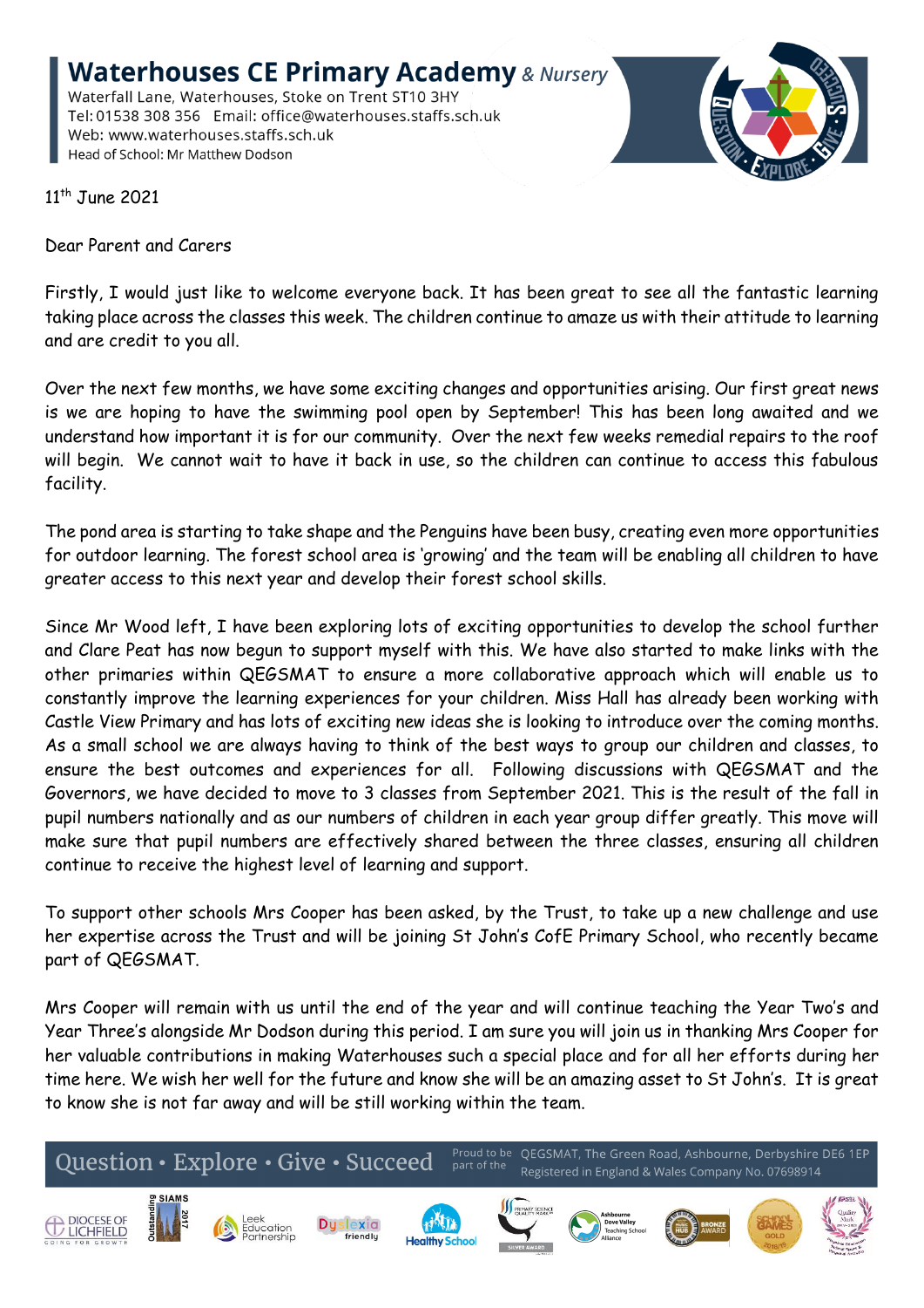# Waterhouses CE Primary Academy *& Nursery*

Waterfall Lane, Waterhouses, Stoke on Trent ST10 3HY
Tel: 01538 308 356 Email: office@waterhouses.staffs.sch.uk
Web: www.waterhouses.staffs.sch.uk
Head of School: Mr Matthew Dodson

11th June 2021

Dear Parent and Carers

Firstly, I would just like to welcome everyone back. It has been great to see all the fantastic learning taking place across the classes this week. The children continue to amaze us with their attitude to learning and are credit to you all.

Over the next few months, we have some exciting changes and opportunities arising. Our first great news is we are hoping to have the swimming pool open by September! This has been long awaited and we understand how important it is for our community. Over the next few weeks remedial repairs to the roof will begin. We cannot wait to have it back in use, so the children can continue to access this fabulous facility.

The pond area is starting to take shape and the Penguins have been busy, creating even more opportunities for outdoor learning. The forest school area is 'growing' and the team will be enabling all children to have greater access to this next year and develop their forest school skills.

Since Mr Wood left, I have been exploring lots of exciting opportunities to develop the school further and Clare Peat has now begun to support myself with this. We have also started to make links with the other primaries within QEGSMAT to ensure a more collaborative approach which will enable us to constantly improve the learning experiences for your children. Miss Hall has already been working with Castle View Primary and has lots of exciting new ideas she is looking to introduce over the coming months. As a small school we are always having to think of the best ways to group our children and classes, to ensure the best outcomes and experiences for all. Following discussions with QEGSMAT and the Governors, we have decided to move to 3 classes from September 2021. This is the result of the fall in pupil numbers nationally and as our numbers of children in each year group differ greatly. This move will make sure that pupil numbers are effectively shared between the three classes, ensuring all children continue to receive the highest level of learning and support.

To support other schools Mrs Cooper has been asked, by the Trust, to take up a new challenge and use her expertise across the Trust and will be joining St John's CofE Primary School, who recently became part of QEGSMAT.

Mrs Cooper will remain with us until the end of the year and will continue teaching the Year Two's and Year Three's alongside Mr Dodson during this period. I am sure you will join us in thanking Mrs Cooper for her valuable contributions in making Waterhouses such a special place and for all her efforts during her time here. We wish her well for the future and know she will be an amazing asset to St John's. It is great to know she is not far away and will be still working within the team.

Question • Explore • Give • Succeed — Proud to be part of the QEGSMAT, The Green Road, Ashbourne, Derbyshire DE6 1EP. Registered in England & Wales Company No. 07698914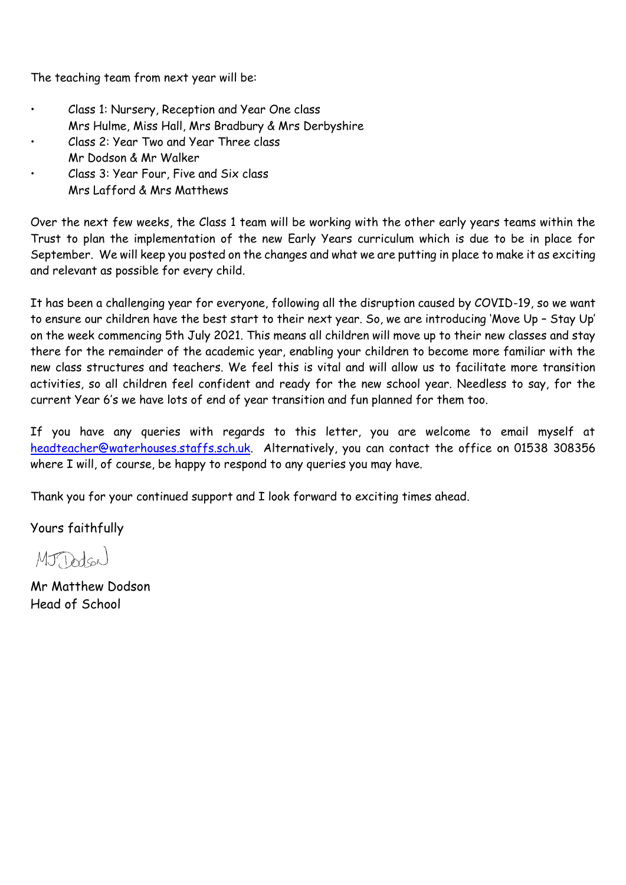The teaching team from next year will be:

- Class 1: Nursery, Reception and Year One class
  Mrs Hulme, Miss Hall, Mrs Bradbury & Mrs Derbyshire
- Class 2: Year Two and Year Three class
  Mr Dodson & Mr Walker
- Class 3: Year Four, Five and Six class
  Mrs Lafford & Mrs Matthews

Over the next few weeks, the Class 1 team will be working with the other early years teams within the Trust to plan the implementation of the new Early Years curriculum which is due to be in place for September. We will keep you posted on the changes and what we are putting in place to make it as exciting and relevant as possible for every child.

It has been a challenging year for everyone, following all the disruption caused by COVID-19, so we want to ensure our children have the best start to their next year. So, we are introducing 'Move Up – Stay Up' on the week commencing 5th July 2021. This means all children will move up to their new classes and stay there for the remainder of the academic year, enabling your children to become more familiar with the new class structures and teachers. We feel this is vital and will allow us to facilitate more transition activities, so all children feel confident and ready for the new school year. Needless to say, for the current Year 6's we have lots of end of year transition and fun planned for them too.

If you have any queries with regards to this letter, you are welcome to email myself at headteacher@waterhouses.staffs.sch.uk. Alternatively, you can contact the office on 01538 308356 where I will, of course, be happy to respond to any queries you may have.

Thank you for your continued support and I look forward to exciting times ahead.

Yours faithfully

MJ Dodson

Mr Matthew Dodson
Head of School